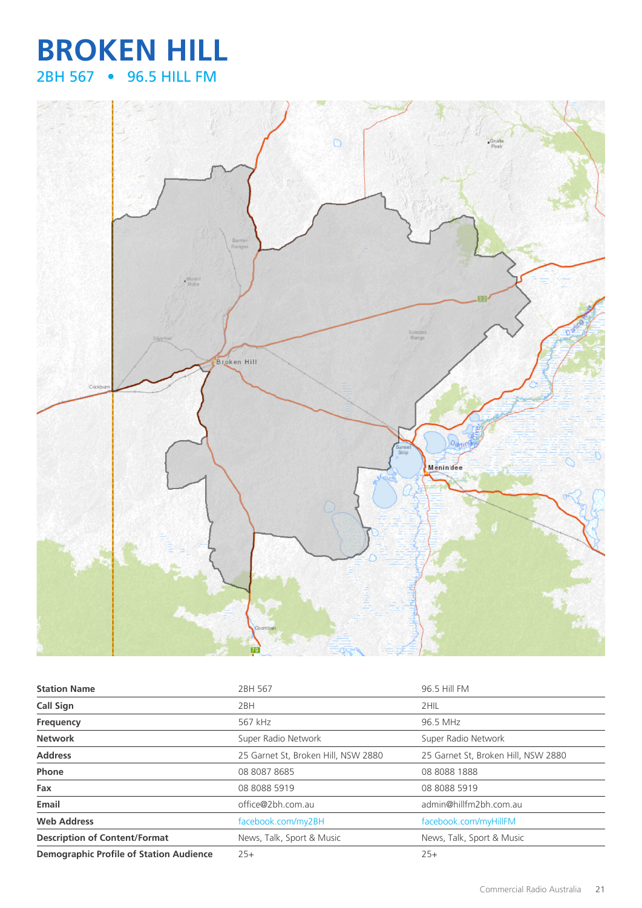# BROKEN HILL

## 2BH 567 • 96.5 HILL FM

| Station Name | 2BH 567 | 96.5 Hill FM |
|---|---|---|
| Call Sign | 2BH | 2HIL |
| Frequency | 567 kHz | 96.5 MHz |
| Network | Super Radio Network | Super Radio Network |
| Address | 25 Garnet St, Broken Hill, NSW 2880 | 25 Garnet St, Broken Hill, NSW 2880 |
| Phone | 08 8087 8685 | 08 8088 1888 |
| Fax | 08 8088 5919 | 08 8088 5919 |
| Email | office@2bh.com.au | admin@hillfm2bh.com.au |
| Web Address | facebook.com/my2BH | facebook.com/myHillFM |
| Description of Content/Format | News, Talk, Sport & Music | News, Talk, Sport & Music |
| Demographic Profile of Station Audience | 25+ | 25+ |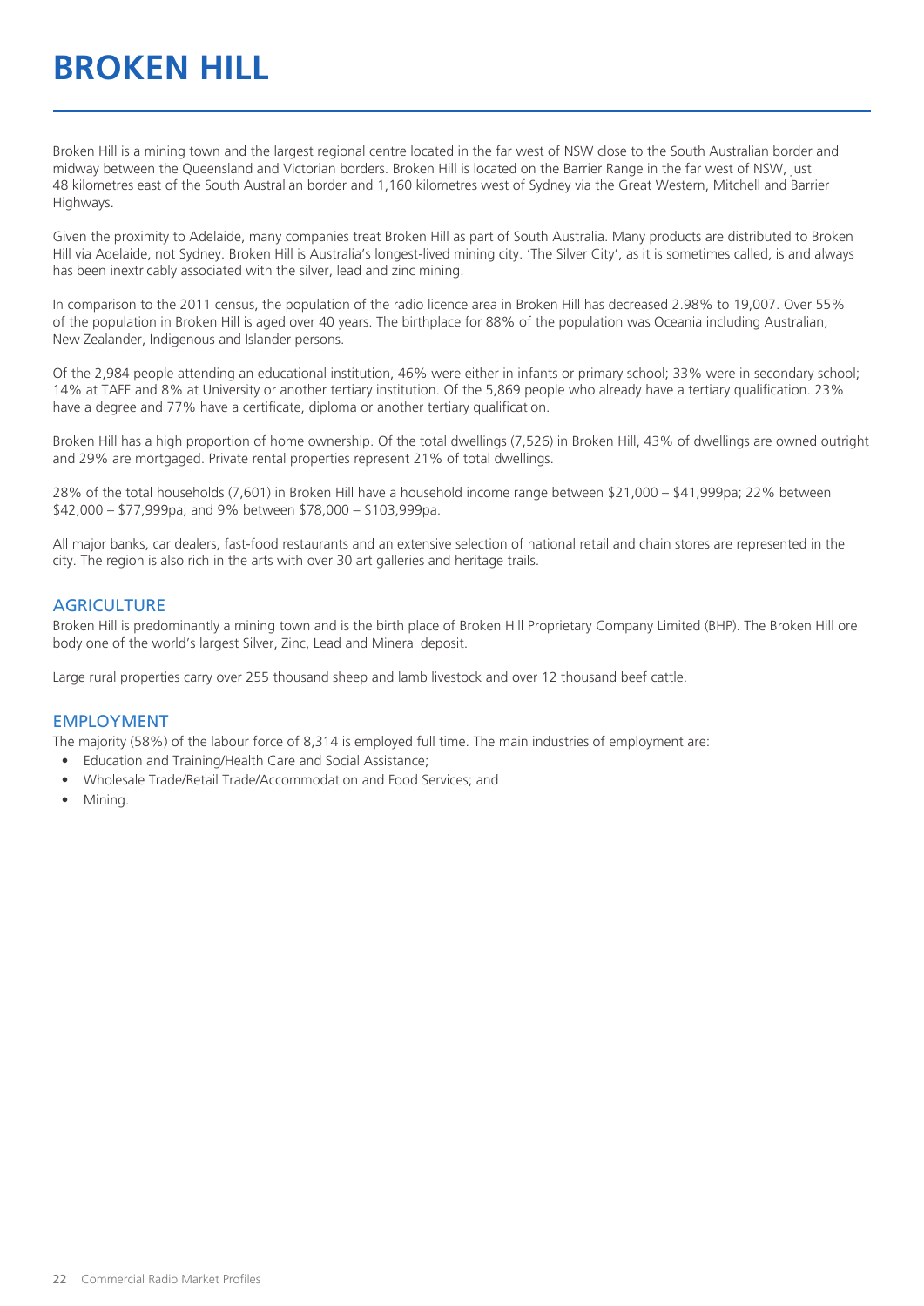# BROKEN HILL

Broken Hill is a mining town and the largest regional centre located in the far west of NSW close to the South Australian border and midway between the Queensland and Victorian borders. Broken Hill is located on the Barrier Range in the far west of NSW, just 48 kilometres east of the South Australian border and 1,160 kilometres west of Sydney via the Great Western, Mitchell and Barrier Highways.

Given the proximity to Adelaide, many companies treat Broken Hill as part of South Australia. Many products are distributed to Broken Hill via Adelaide, not Sydney. Broken Hill is Australia's longest-lived mining city. 'The Silver City', as it is sometimes called, is and always has been inextricably associated with the silver, lead and zinc mining.

In comparison to the 2011 census, the population of the radio licence area in Broken Hill has decreased 2.98% to 19,007. Over 55% of the population in Broken Hill is aged over 40 years. The birthplace for 88% of the population was Oceania including Australian, New Zealander, Indigenous and Islander persons.

Of the 2,984 people attending an educational institution, 46% were either in infants or primary school; 33% were in secondary school; 14% at TAFE and 8% at University or another tertiary institution. Of the 5,869 people who already have a tertiary qualification. 23% have a degree and 77% have a certificate, diploma or another tertiary qualification.

Broken Hill has a high proportion of home ownership. Of the total dwellings (7,526) in Broken Hill, 43% of dwellings are owned outright and 29% are mortgaged. Private rental properties represent 21% of total dwellings.

28% of the total households (7,601) in Broken Hill have a household income range between $21,000 – $41,999pa; 22% between $42,000 – $77,999pa; and 9% between $78,000 – $103,999pa.

All major banks, car dealers, fast-food restaurants and an extensive selection of national retail and chain stores are represented in the city. The region is also rich in the arts with over 30 art galleries and heritage trails.

## AGRICULTURE

Broken Hill is predominantly a mining town and is the birth place of Broken Hill Proprietary Company Limited (BHP). The Broken Hill ore body one of the world's largest Silver, Zinc, Lead and Mineral deposit.

Large rural properties carry over 255 thousand sheep and lamb livestock and over 12 thousand beef cattle.

## EMPLOYMENT

The majority (58%) of the labour force of 8,314 is employed full time. The main industries of employment are:

- Education and Training/Health Care and Social Assistance;
- Wholesale Trade/Retail Trade/Accommodation and Food Services; and
- Mining.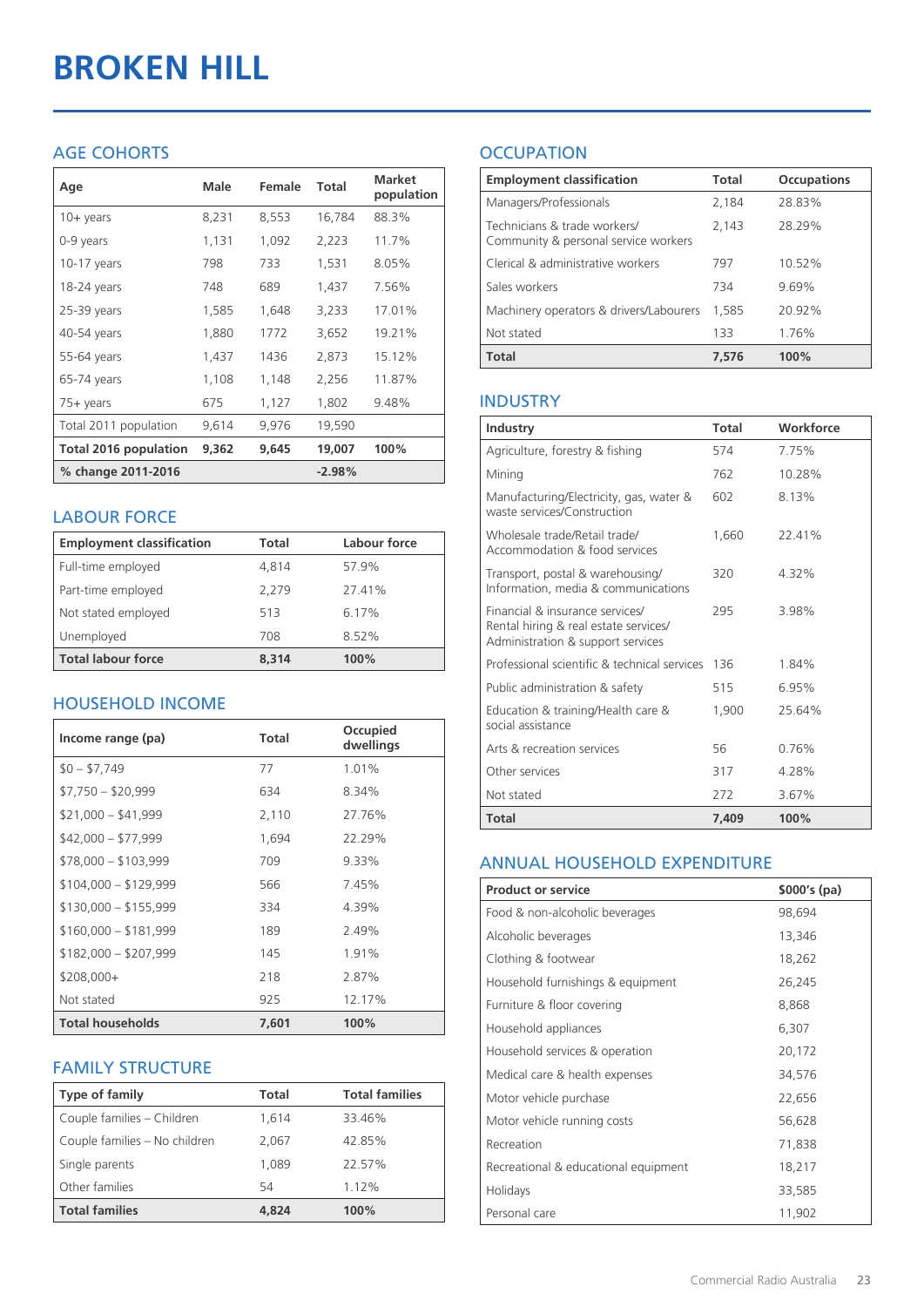# BROKEN HILL

## AGE COHORTS

| Age | Male | Female | Total | Market population |
|---|---|---|---|---|
| 10+ years | 8,231 | 8,553 | 16,784 | 88.3% |
| 0-9 years | 1,131 | 1,092 | 2,223 | 11.7% |
| 10-17 years | 798 | 733 | 1,531 | 8.05% |
| 18-24 years | 748 | 689 | 1,437 | 7.56% |
| 25-39 years | 1,585 | 1,648 | 3,233 | 17.01% |
| 40-54 years | 1,880 | 1772 | 3,652 | 19.21% |
| 55-64 years | 1,437 | 1436 | 2,873 | 15.12% |
| 65-74 years | 1,108 | 1,148 | 2,256 | 11.87% |
| 75+ years | 675 | 1,127 | 1,802 | 9.48% |
| Total 2011 population | 9,614 | 9,976 | 19,590 | |
| **Total 2016 population** | **9,362** | **9,645** | **19,007** | **100%** |
| **% change 2011-2016** | | | **-2.98%** | |

## LABOUR FORCE

| Employment classification | Total | Labour force |
|---|---|---|
| Full-time employed | 4,814 | 57.9% |
| Part-time employed | 2,279 | 27.41% |
| Not stated employed | 513 | 6.17% |
| Unemployed | 708 | 8.52% |
| **Total labour force** | **8,314** | **100%** |

## HOUSEHOLD INCOME

| Income range (pa) | Total | Occupied dwellings |
|---|---|---|
| $0 – $7,749 | 77 | 1.01% |
| $7,750 – $20,999 | 634 | 8.34% |
| $21,000 – $41,999 | 2,110 | 27.76% |
| $42,000 – $77,999 | 1,694 | 22.29% |
| $78,000 – $103,999 | 709 | 9.33% |
| $104,000 – $129,999 | 566 | 7.45% |
| $130,000 – $155,999 | 334 | 4.39% |
| $160,000 – $181,999 | 189 | 2.49% |
| $182,000 – $207,999 | 145 | 1.91% |
| $208,000+ | 218 | 2.87% |
| Not stated | 925 | 12.17% |
| **Total households** | **7,601** | **100%** |

## FAMILY STRUCTURE

| Type of family | Total | Total families |
|---|---|---|
| Couple families – Children | 1,614 | 33.46% |
| Couple families – No children | 2,067 | 42.85% |
| Single parents | 1,089 | 22.57% |
| Other families | 54 | 1.12% |
| **Total families** | **4,824** | **100%** |

## OCCUPATION

| Employment classification | Total | Occupations |
|---|---|---|
| Managers/Professionals | 2,184 | 28.83% |
| Technicians & trade workers/ Community & personal service workers | 2,143 | 28.29% |
| Clerical & administrative workers | 797 | 10.52% |
| Sales workers | 734 | 9.69% |
| Machinery operators & drivers/Labourers | 1,585 | 20.92% |
| Not stated | 133 | 1.76% |
| **Total** | **7,576** | **100%** |

## INDUSTRY

| Industry | Total | Workforce |
|---|---|---|
| Agriculture, forestry & fishing | 574 | 7.75% |
| Mining | 762 | 10.28% |
| Manufacturing/Electricity, gas, water & waste services/Construction | 602 | 8.13% |
| Wholesale trade/Retail trade/ Accommodation & food services | 1,660 | 22.41% |
| Transport, postal & warehousing/ Information, media & communications | 320 | 4.32% |
| Financial & insurance services/ Rental hiring & real estate services/ Administration & support services | 295 | 3.98% |
| Professional scientific & technical services | 136 | 1.84% |
| Public administration & safety | 515 | 6.95% |
| Education & training/Health care & social assistance | 1,900 | 25.64% |
| Arts & recreation services | 56 | 0.76% |
| Other services | 317 | 4.28% |
| Not stated | 272 | 3.67% |
| **Total** | **7,409** | **100%** |

## ANNUAL HOUSEHOLD EXPENDITURE

| Product or service | $000's (pa) |
|---|---|
| Food & non-alcoholic beverages | 98,694 |
| Alcoholic beverages | 13,346 |
| Clothing & footwear | 18,262 |
| Household furnishings & equipment | 26,245 |
| Furniture & floor covering | 8,868 |
| Household appliances | 6,307 |
| Household services & operation | 20,172 |
| Medical care & health expenses | 34,576 |
| Motor vehicle purchase | 22,656 |
| Motor vehicle running costs | 56,628 |
| Recreation | 71,838 |
| Recreational & educational equipment | 18,217 |
| Holidays | 33,585 |
| Personal care | 11,902 |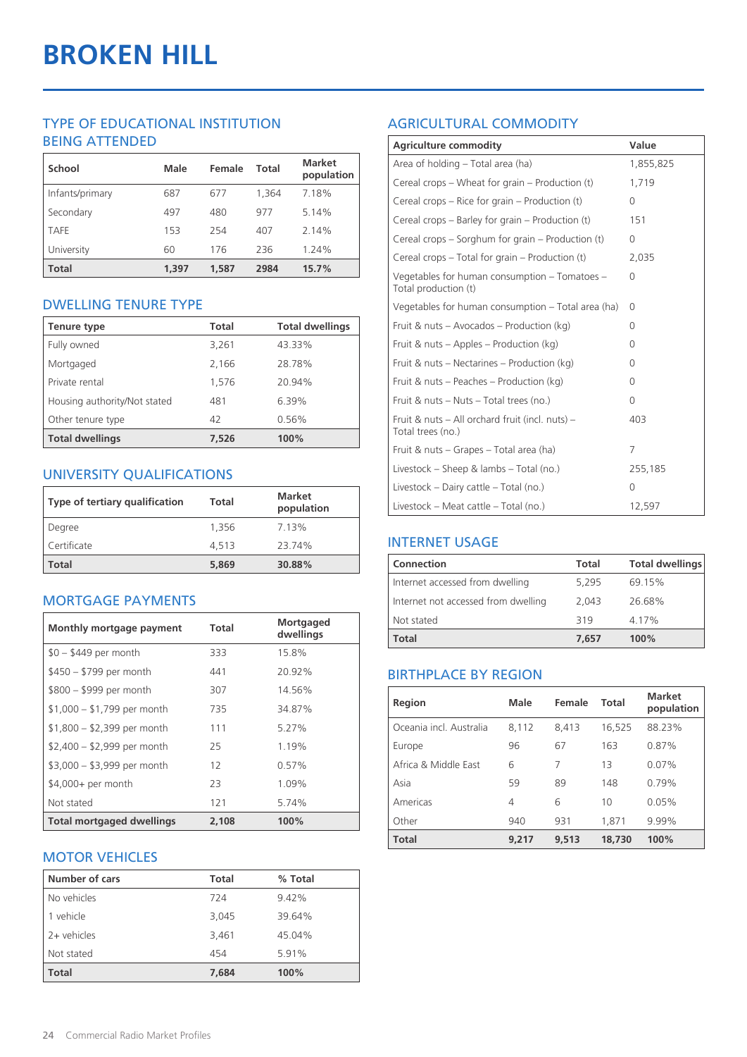# BROKEN HILL

## TYPE OF EDUCATIONAL INSTITUTION BEING ATTENDED

| School | Male | Female | Total | Market population |
|---|---|---|---|---|
| Infants/primary | 687 | 677 | 1,364 | 7.18% |
| Secondary | 497 | 480 | 977 | 5.14% |
| TAFE | 153 | 254 | 407 | 2.14% |
| University | 60 | 176 | 236 | 1.24% |
| **Total** | **1,397** | **1,587** | **2984** | **15.7%** |

## DWELLING TENURE TYPE

| Tenure type | Total | Total dwellings |
|---|---|---|
| Fully owned | 3,261 | 43.33% |
| Mortgaged | 2,166 | 28.78% |
| Private rental | 1,576 | 20.94% |
| Housing authority/Not stated | 481 | 6.39% |
| Other tenure type | 42 | 0.56% |
| **Total dwellings** | **7,526** | **100%** |

## UNIVERSITY QUALIFICATIONS

| Type of tertiary qualification | Total | Market population |
|---|---|---|
| Degree | 1,356 | 7.13% |
| Certificate | 4,513 | 23.74% |
| **Total** | **5,869** | **30.88%** |

## MORTGAGE PAYMENTS

| Monthly mortgage payment | Total | Mortgaged dwellings |
|---|---|---|
| $0 – $449 per month | 333 | 15.8% |
| $450 – $799 per month | 441 | 20.92% |
| $800 – $999 per month | 307 | 14.56% |
| $1,000 – $1,799 per month | 735 | 34.87% |
| $1,800 – $2,399 per month | 111 | 5.27% |
| $2,400 – $2,999 per month | 25 | 1.19% |
| $3,000 – $3,999 per month | 12 | 0.57% |
| $4,000+ per month | 23 | 1.09% |
| Not stated | 121 | 5.74% |
| **Total mortgaged dwellings** | **2,108** | **100%** |

## MOTOR VEHICLES

| Number of cars | Total | % Total |
|---|---|---|
| No vehicles | 724 | 9.42% |
| 1 vehicle | 3,045 | 39.64% |
| 2+ vehicles | 3,461 | 45.04% |
| Not stated | 454 | 5.91% |
| **Total** | **7,684** | **100%** |

## AGRICULTURAL COMMODITY

| Agriculture commodity | Value |
|---|---|
| Area of holding – Total area (ha) | 1,855,825 |
| Cereal crops – Wheat for grain – Production (t) | 1,719 |
| Cereal crops – Rice for grain – Production (t) | 0 |
| Cereal crops – Barley for grain – Production (t) | 151 |
| Cereal crops – Sorghum for grain – Production (t) | 0 |
| Cereal crops – Total for grain – Production (t) | 2,035 |
| Vegetables for human consumption – Tomatoes – Total production (t) | 0 |
| Vegetables for human consumption – Total area (ha) | 0 |
| Fruit & nuts – Avocados – Production (kg) | 0 |
| Fruit & nuts – Apples – Production (kg) | 0 |
| Fruit & nuts – Nectarines – Production (kg) | 0 |
| Fruit & nuts – Peaches – Production (kg) | 0 |
| Fruit & nuts – Nuts – Total trees (no.) | 0 |
| Fruit & nuts – All orchard fruit (incl. nuts) – Total trees (no.) | 403 |
| Fruit & nuts – Grapes – Total area (ha) | 7 |
| Livestock – Sheep & lambs – Total (no.) | 255,185 |
| Livestock – Dairy cattle – Total (no.) | 0 |
| Livestock – Meat cattle – Total (no.) | 12,597 |

## INTERNET USAGE

| Connection | Total | Total dwellings |
|---|---|---|
| Internet accessed from dwelling | 5,295 | 69.15% |
| Internet not accessed from dwelling | 2,043 | 26.68% |
| Not stated | 319 | 4.17% |
| **Total** | **7,657** | **100%** |

## BIRTHPLACE BY REGION

| Region | Male | Female | Total | Market population |
|---|---|---|---|---|
| Oceania incl. Australia | 8,112 | 8,413 | 16,525 | 88.23% |
| Europe | 96 | 67 | 163 | 0.87% |
| Africa & Middle East | 6 | 7 | 13 | 0.07% |
| Asia | 59 | 89 | 148 | 0.79% |
| Americas | 4 | 6 | 10 | 0.05% |
| Other | 940 | 931 | 1,871 | 9.99% |
| **Total** | **9,217** | **9,513** | **18,730** | **100%** |